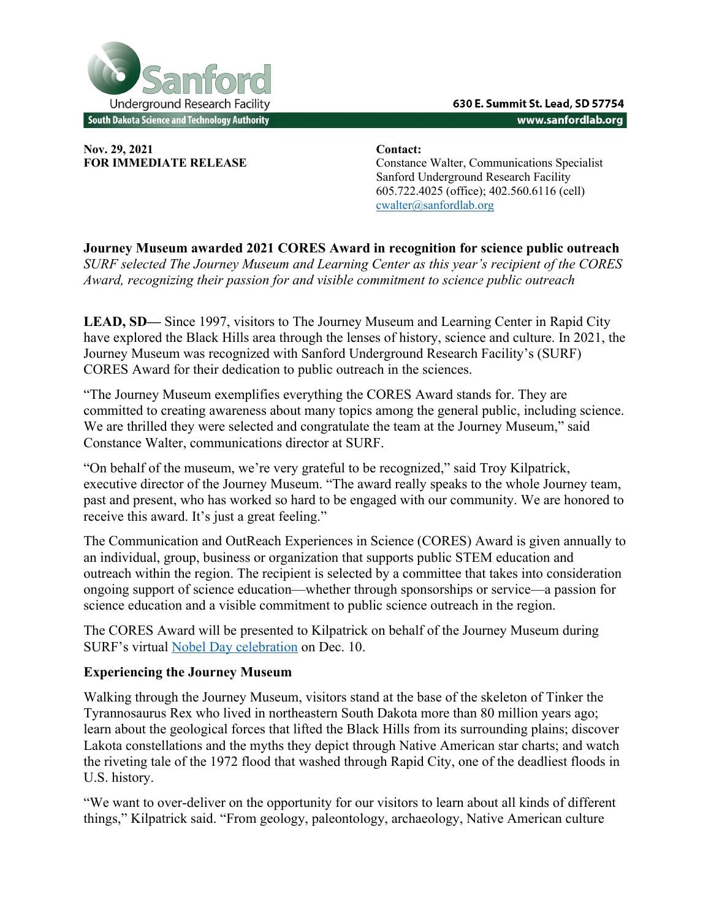Sanford Underground Research Facility

South Dakota Science and Technology Authority

630 E. Summit St. Lead, SD 57754

www.sanfordlab.org

**Nov. 29, 2021**
**FOR IMMEDIATE RELEASE**

**Contact:**
Constance Walter, Communications Specialist
Sanford Underground Research Facility
605.722.4025 (office); 402.560.6116 (cell)
[cwalter@sanfordlab.org](mailto:cwalter@sanfordlab.org)

**Journey Museum awarded 2021 CORES Award in recognition for science public outreach**

*SURF selected The Journey Museum and Learning Center as this year's recipient of the CORES Award, recognizing their passion for and visible commitment to science public outreach*

**LEAD, SD—** Since 1997, visitors to The Journey Museum and Learning Center in Rapid City have explored the Black Hills area through the lenses of history, science and culture. In 2021, the Journey Museum was recognized with Sanford Underground Research Facility's (SURF) CORES Award for their dedication to public outreach in the sciences.

"The Journey Museum exemplifies everything the CORES Award stands for. They are committed to creating awareness about many topics among the general public, including science. We are thrilled they were selected and congratulate the team at the Journey Museum," said Constance Walter, communications director at SURF.

"On behalf of the museum, we're very grateful to be recognized," said Troy Kilpatrick, executive director of the Journey Museum. "The award really speaks to the whole Journey team, past and present, who has worked so hard to be engaged with our community. We are honored to receive this award. It's just a great feeling."

The Communication and OutReach Experiences in Science (CORES) Award is given annually to an individual, group, business or organization that supports public STEM education and outreach within the region. The recipient is selected by a committee that takes into consideration ongoing support of science education—whether through sponsorships or service—a passion for science education and a visible commitment to public science outreach in the region.

The CORES Award will be presented to Kilpatrick on behalf of the Journey Museum during SURF's virtual Nobel Day celebration on Dec. 10.

**Experiencing the Journey Museum**

Walking through the Journey Museum, visitors stand at the base of the skeleton of Tinker the Tyrannosaurus Rex who lived in northeastern South Dakota more than 80 million years ago; learn about the geological forces that lifted the Black Hills from its surrounding plains; discover Lakota constellations and the myths they depict through Native American star charts; and watch the riveting tale of the 1972 flood that washed through Rapid City, one of the deadliest floods in U.S. history.

"We want to over-deliver on the opportunity for our visitors to learn about all kinds of different things," Kilpatrick said. "From geology, paleontology, archaeology, Native American culture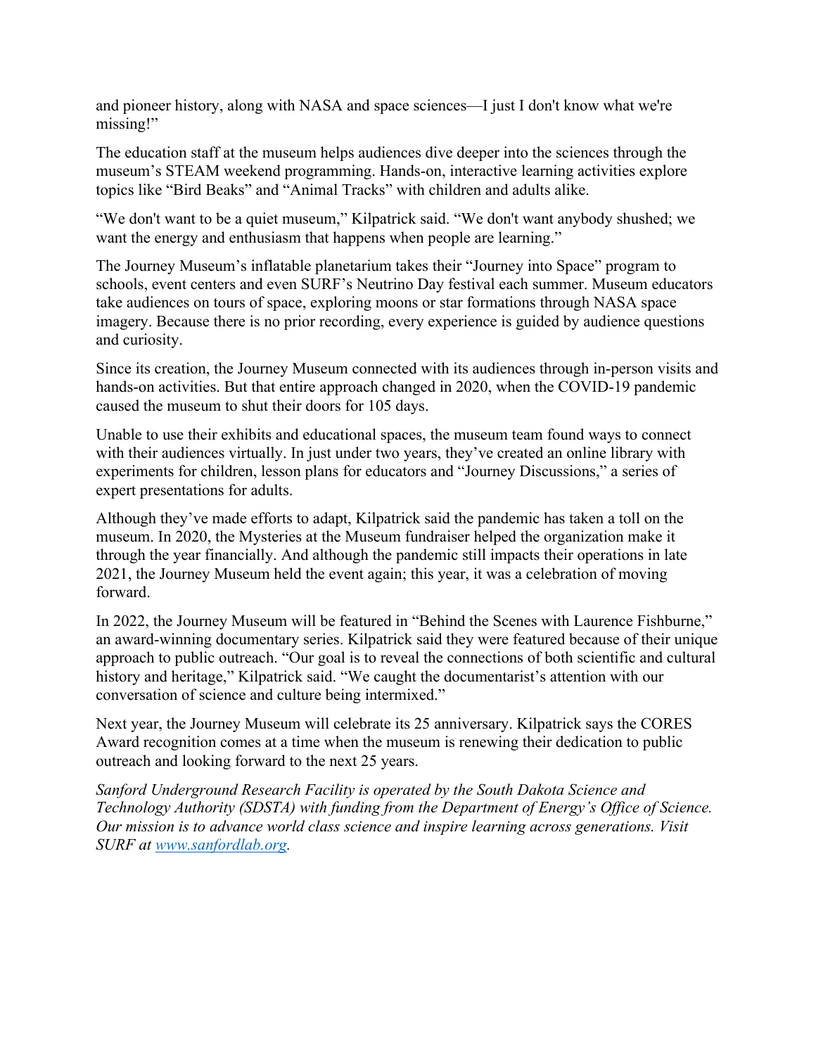and pioneer history, along with NASA and space sciences—I just I don't know what we're missing!"

The education staff at the museum helps audiences dive deeper into the sciences through the museum's STEAM weekend programming. Hands-on, interactive learning activities explore topics like "Bird Beaks" and "Animal Tracks" with children and adults alike.

"We don't want to be a quiet museum," Kilpatrick said. "We don't want anybody shushed; we want the energy and enthusiasm that happens when people are learning."

The Journey Museum's inflatable planetarium takes their "Journey into Space" program to schools, event centers and even SURF's Neutrino Day festival each summer. Museum educators take audiences on tours of space, exploring moons or star formations through NASA space imagery. Because there is no prior recording, every experience is guided by audience questions and curiosity.

Since its creation, the Journey Museum connected with its audiences through in-person visits and hands-on activities. But that entire approach changed in 2020, when the COVID-19 pandemic caused the museum to shut their doors for 105 days.

Unable to use their exhibits and educational spaces, the museum team found ways to connect with their audiences virtually. In just under two years, they've created an online library with experiments for children, lesson plans for educators and "Journey Discussions," a series of expert presentations for adults.

Although they've made efforts to adapt, Kilpatrick said the pandemic has taken a toll on the museum. In 2020, the Mysteries at the Museum fundraiser helped the organization make it through the year financially. And although the pandemic still impacts their operations in late 2021, the Journey Museum held the event again; this year, it was a celebration of moving forward.

In 2022, the Journey Museum will be featured in "Behind the Scenes with Laurence Fishburne," an award-winning documentary series. Kilpatrick said they were featured because of their unique approach to public outreach. "Our goal is to reveal the connections of both scientific and cultural history and heritage," Kilpatrick said. "We caught the documentarist's attention with our conversation of science and culture being intermixed."

Next year, the Journey Museum will celebrate its 25 anniversary. Kilpatrick says the CORES Award recognition comes at a time when the museum is renewing their dedication to public outreach and looking forward to the next 25 years.

*Sanford Underground Research Facility is operated by the South Dakota Science and Technology Authority (SDSTA) with funding from the Department of Energy's Office of Science. Our mission is to advance world class science and inspire learning across generations. Visit SURF at [www.sanfordlab.org](http://www.sanfordlab.org).*